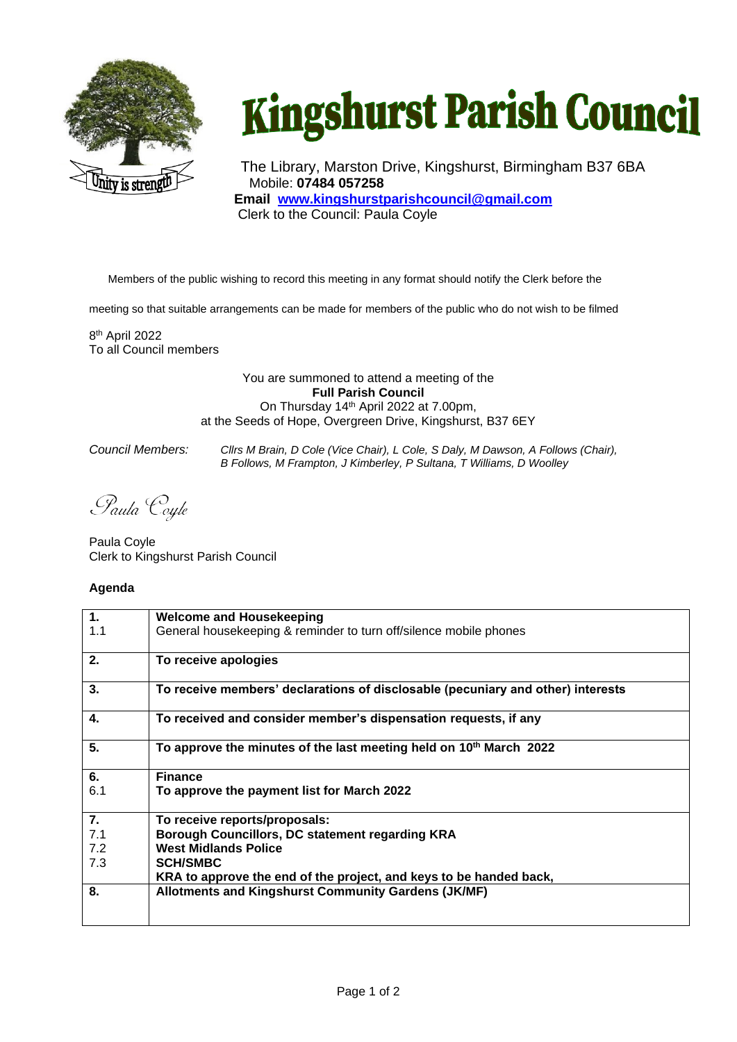# Kingshurst Parish Council

Unity is strength

The Library, Marston Drive, Kingshurst, Birmingham B37 6BA
Mobile: **07484 057258**
**Email** **www.kingshurstparishcouncil@gmail.com**
Clerk to the Council: Paula Coyle

Members of the public wishing to record this meeting in any format should notify the Clerk before the meeting so that suitable arrangements can be made for members of the public who do not wish to be filmed

8th April 2022
To all Council members

You are summoned to attend a meeting of the
**Full Parish Council**
On Thursday 14th April 2022 at 7.00pm,
at the Seeds of Hope, Overgreen Drive, Kingshurst, B37 6EY

*Council Members:* *Cllrs M Brain, D Cole (Vice Chair), L Cole, S Daly, M Dawson, A Follows (Chair), B Follows, M Frampton, J Kimberley, P Sultana, T Williams, D Woolley*

*Paula Coyle*

Paula Coyle
Clerk to Kingshurst Parish Council

**Agenda**

| | |
|---|---|
| **1.**<br>1.1 | **Welcome and Housekeeping**<br>General housekeeping & reminder to turn off/silence mobile phones |
| **2.** | **To receive apologies** |
| **3.** | **To receive members' declarations of disclosable (pecuniary and other) interests** |
| **4.** | **To received and consider member's dispensation requests, if any** |
| **5.** | **To approve the minutes of the last meeting held on 10th March 2022** |
| **6.**<br>6.1 | **Finance**<br>**To approve the payment list for March 2022** |
| **7.**<br>7.1<br>7.2<br>7.3 | **To receive reports/proposals:**<br>**Borough Councillors, DC statement regarding KRA**<br>**West Midlands Police**<br>**SCH/SMBC**<br>**KRA to approve the end of the project, and keys to be handed back,** |
| **8.** | **Allotments and Kingshurst Community Gardens (JK/MF)** |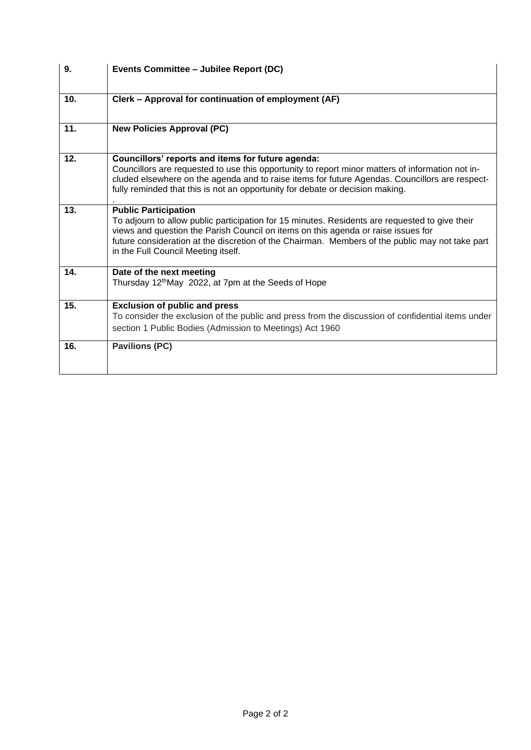| | |
|---|---|
| 9. | **Events Committee – Jubilee Report (DC)** |
| 10. | **Clerk – Approval for continuation of employment (AF)** |
| 11. | **New Policies Approval (PC)** |
| 12. | **Councillors' reports and items for future agenda:** Councillors are requested to use this opportunity to report minor matters of information not included elsewhere on the agenda and to raise items for future Agendas. Councillors are respectfully reminded that this is not an opportunity for debate or decision making. . |
| 13. | **Public Participation** To adjourn to allow public participation for 15 minutes. Residents are requested to give their views and question the Parish Council on items on this agenda or raise issues for future consideration at the discretion of the Chairman. Members of the public may not take part in the Full Council Meeting itself. |
| 14. | **Date of the next meeting** Thursday 12thMay 2022, at 7pm at the Seeds of Hope |
| 15. | **Exclusion of public and press** To consider the exclusion of the public and press from the discussion of confidential items under section 1 Public Bodies (Admission to Meetings) Act 1960 |
| 16. | **Pavilions (PC)** |